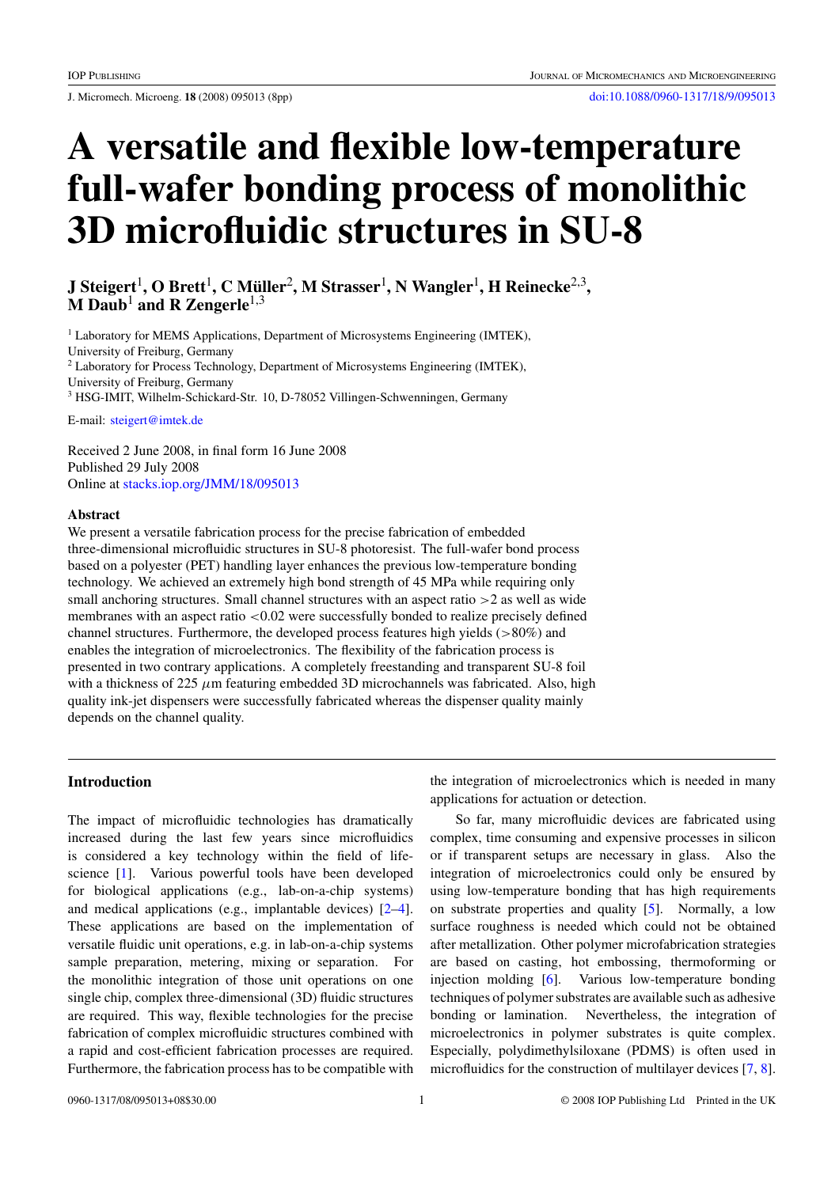# A versatile and flexible low-temperature full-wafer bonding process of monolithic 3D microfluidic structures in SU-8

**J Steigert[1], O Brett[1], C Müller[2], M Strasser[1], N Wangler[1], H Reinecke[2,3], M Daub[1] and R Zengerle[1,3]**

[1] Laboratory for MEMS Applications, Department of Microsystems Engineering (IMTEK), University of Freiburg, Germany

[2] Laboratory for Process Technology, Department of Microsystems Engineering (IMTEK), University of Freiburg, Germany

[3] HSG-IMIT, Wilhelm-Schickard-Str. 10, D-78052 Villingen-Schwenningen, Germany

E-mail: steigert@imtek.de

Received 2 June 2008, in final form 16 June 2008

Published 29 July 2008

Online at stacks.iop.org/JMM/18/095013

## Abstract

We present a versatile fabrication process for the precise fabrication of embedded three-dimensional microfluidic structures in SU-8 photoresist. The full-wafer bond process based on a polyester (PET) handling layer enhances the previous low-temperature bonding technology. We achieved an extremely high bond strength of 45 MPa while requiring only small anchoring structures. Small channel structures with an aspect ratio >2 as well as wide membranes with an aspect ratio <0.02 were successfully bonded to realize precisely defined channel structures. Furthermore, the developed process features high yields (>80%) and enables the integration of microelectronics. The flexibility of the fabrication process is presented in two contrary applications. A completely freestanding and transparent SU-8 foil with a thickness of 225 $\mu$m featuring embedded 3D microchannels was fabricated. Also, high quality ink-jet dispensers were successfully fabricated whereas the dispenser quality mainly depends on the channel quality.

## Introduction

The impact of microfluidic technologies has dramatically increased during the last few years since microfluidics is considered a key technology within the field of life-science [1]. Various powerful tools have been developed for biological applications (e.g., lab-on-a-chip systems) and medical applications (e.g., implantable devices) [2–4]. These applications are based on the implementation of versatile fluidic unit operations, e.g. in lab-on-a-chip systems sample preparation, metering, mixing or separation. For the monolithic integration of those unit operations on one single chip, complex three-dimensional (3D) fluidic structures are required. This way, flexible technologies for the precise fabrication of complex microfluidic structures combined with a rapid and cost-efficient fabrication processes are required. Furthermore, the fabrication process has to be compatible with the integration of microelectronics which is needed in many applications for actuation or detection.

So far, many microfluidic devices are fabricated using complex, time consuming and expensive processes in silicon or if transparent setups are necessary in glass. Also the integration of microelectronics could only be ensured by using low-temperature bonding that has high requirements on substrate properties and quality [5]. Normally, a low surface roughness is needed which could not be obtained after metallization. Other polymer microfabrication strategies are based on casting, hot embossing, thermoforming or injection molding [6]. Various low-temperature bonding techniques of polymer substrates are available such as adhesive bonding or lamination. Nevertheless, the integration of microelectronics in polymer substrates is quite complex. Especially, polydimethylsiloxane (PDMS) is often used in microfluidics for the construction of multilayer devices [7, 8].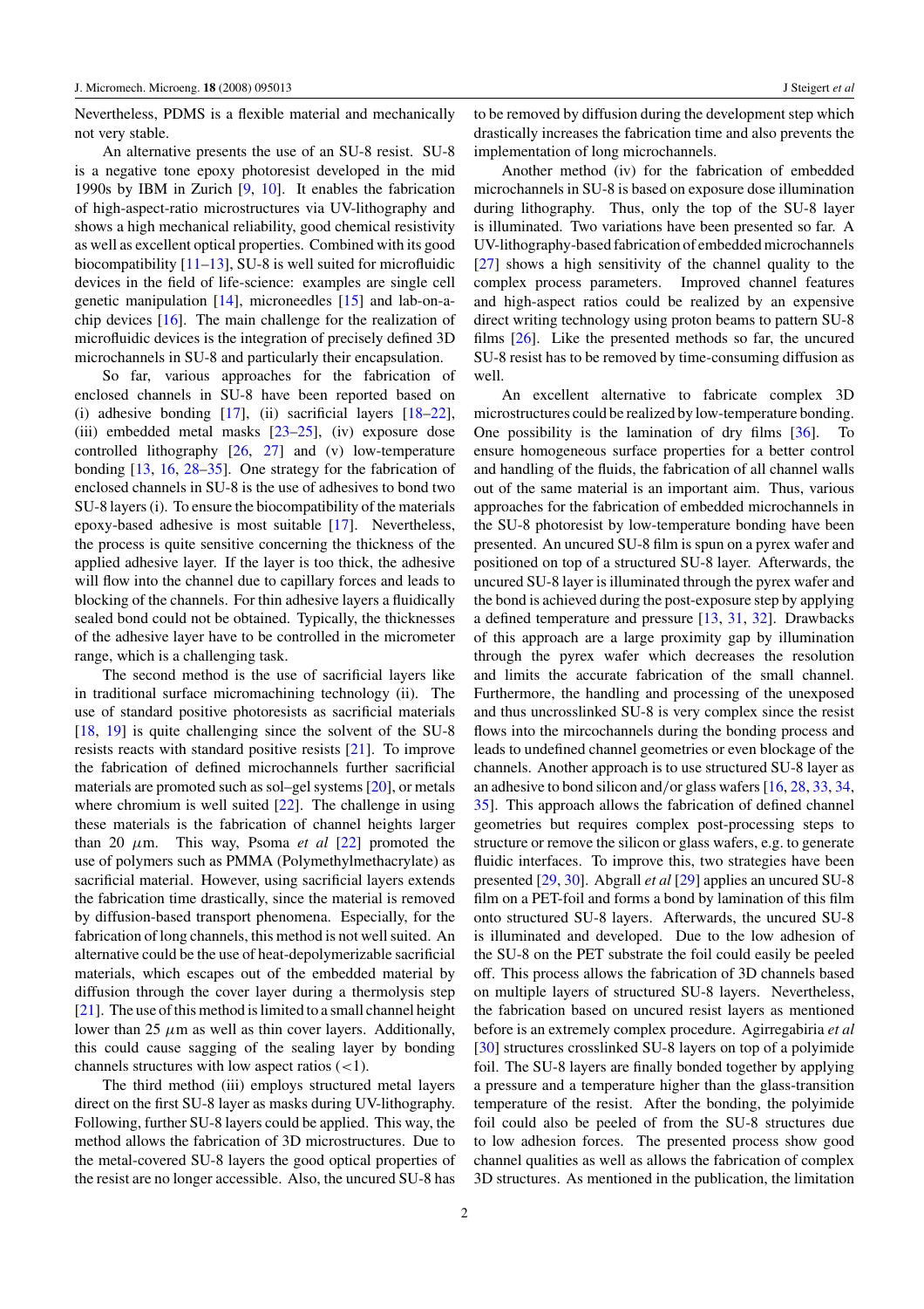Nevertheless, PDMS is a flexible material and mechanically not very stable.

An alternative presents the use of an SU-8 resist. SU-8 is a negative tone epoxy photoresist developed in the mid 1990s by IBM in Zurich [9, 10]. It enables the fabrication of high-aspect-ratio microstructures via UV-lithography and shows a high mechanical reliability, good chemical resistivity as well as excellent optical properties. Combined with its good biocompatibility [11–13], SU-8 is well suited for microfluidic devices in the field of life-science: examples are single cell genetic manipulation [14], microneedles [15] and lab-on-a-chip devices [16]. The main challenge for the realization of microfluidic devices is the integration of precisely defined 3D microchannels in SU-8 and particularly their encapsulation.

So far, various approaches for the fabrication of enclosed channels in SU-8 have been reported based on (i) adhesive bonding [17], (ii) sacrificial layers [18–22], (iii) embedded metal masks [23–25], (iv) exposure dose controlled lithography [26, 27] and (v) low-temperature bonding [13, 16, 28–35]. One strategy for the fabrication of enclosed channels in SU-8 is the use of adhesives to bond two SU-8 layers (i). To ensure the biocompatibility of the materials epoxy-based adhesive is most suitable [17]. Nevertheless, the process is quite sensitive concerning the thickness of the applied adhesive layer. If the layer is too thick, the adhesive will flow into the channel due to capillary forces and leads to blocking of the channels. For thin adhesive layers a fluidically sealed bond could not be obtained. Typically, the thicknesses of the adhesive layer have to be controlled in the micrometer range, which is a challenging task.

The second method is the use of sacrificial layers like in traditional surface micromachining technology (ii). The use of standard positive photoresists as sacrificial materials [18, 19] is quite challenging since the solvent of the SU-8 resists reacts with standard positive resists [21]. To improve the fabrication of defined microchannels further sacrificial materials are promoted such as sol–gel systems [20], or metals where chromium is well suited [22]. The challenge in using these materials is the fabrication of channel heights larger than 20 $\mu$m. This way, Psoma *et al* [22] promoted the use of polymers such as PMMA (Polymethylmethacrylate) as sacrificial material. However, using sacrificial layers extends the fabrication time drastically, since the material is removed by diffusion-based transport phenomena. Especially, for the fabrication of long channels, this method is not well suited. An alternative could be the use of heat-depolymerizable sacrificial materials, which escapes out of the embedded material by diffusion through the cover layer during a thermolysis step [21]. The use of this method is limited to a small channel height lower than 25 $\mu$m as well as thin cover layers. Additionally, this could cause sagging of the sealing layer by bonding channels structures with low aspect ratios (<1).

The third method (iii) employs structured metal layers direct on the first SU-8 layer as masks during UV-lithography. Following, further SU-8 layers could be applied. This way, the method allows the fabrication of 3D microstructures. Due to the metal-covered SU-8 layers the good optical properties of the resist are no longer accessible. Also, the uncured SU-8 has to be removed by diffusion during the development step which drastically increases the fabrication time and also prevents the implementation of long microchannels.

Another method (iv) for the fabrication of embedded microchannels in SU-8 is based on exposure dose illumination during lithography. Thus, only the top of the SU-8 layer is illuminated. Two variations have been presented so far. A UV-lithography-based fabrication of embedded microchannels [27] shows a high sensitivity of the channel quality to the complex process parameters. Improved channel features and high-aspect ratios could be realized by an expensive direct writing technology using proton beams to pattern SU-8 films [26]. Like the presented methods so far, the uncured SU-8 resist has to be removed by time-consuming diffusion as well.

An excellent alternative to fabricate complex 3D microstructures could be realized by low-temperature bonding. One possibility is the lamination of dry films [36]. To ensure homogeneous surface properties for a better control and handling of the fluids, the fabrication of all channel walls out of the same material is an important aim. Thus, various approaches for the fabrication of embedded microchannels in the SU-8 photoresist by low-temperature bonding have been presented. An uncured SU-8 film is spun on a pyrex wafer and positioned on top of a structured SU-8 layer. Afterwards, the uncured SU-8 layer is illuminated through the pyrex wafer and the bond is achieved during the post-exposure step by applying a defined temperature and pressure [13, 31, 32]. Drawbacks of this approach are a large proximity gap by illumination through the pyrex wafer which decreases the resolution and limits the accurate fabrication of the small channel. Furthermore, the handling and processing of the unexposed and thus uncrosslinked SU-8 is very complex since the resist flows into the mircochannels during the bonding process and leads to undefined channel geometries or even blockage of the channels. Another approach is to use structured SU-8 layer as an adhesive to bond silicon and/or glass wafers [16, 28, 33, 34, 35]. This approach allows the fabrication of defined channel geometries but requires complex post-processing steps to structure or remove the silicon or glass wafers, e.g. to generate fluidic interfaces. To improve this, two strategies have been presented [29, 30]. Abgrall *et al* [29] applies an uncured SU-8 film on a PET-foil and forms a bond by lamination of this film onto structured SU-8 layers. Afterwards, the uncured SU-8 is illuminated and developed. Due to the low adhesion of the SU-8 on the PET substrate the foil could easily be peeled off. This process allows the fabrication of 3D channels based on multiple layers of structured SU-8 layers. Nevertheless, the fabrication based on uncured resist layers as mentioned before is an extremely complex procedure. Agirregabiria *et al* [30] structures crosslinked SU-8 layers on top of a polyimide foil. The SU-8 layers are finally bonded together by applying a pressure and a temperature higher than the glass-transition temperature of the resist. After the bonding, the polyimide foil could also be peeled of from the SU-8 structures due to low adhesion forces. The presented process show good channel qualities as well as allows the fabrication of complex 3D structures. As mentioned in the publication, the limitation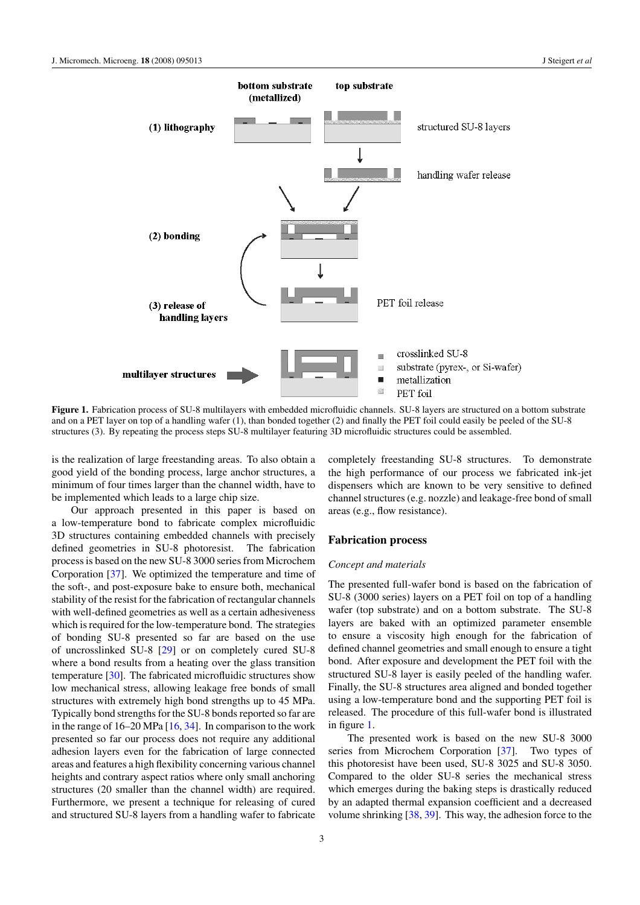**Figure 1.** Fabrication process of SU-8 multilayers with embedded microfluidic channels. SU-8 layers are structured on a bottom substrate and on a PET layer on top of a handling wafer (1), than bonded together (2) and finally the PET foil could easily be peeled of the SU-8 structures (3). By repeating the process steps SU-8 multilayer featuring 3D microfluidic structures could be assembled.

is the realization of large freestanding areas. To also obtain a good yield of the bonding process, large anchor structures, a minimum of four times larger than the channel width, have to be implemented which leads to a large chip size.

Our approach presented in this paper is based on a low-temperature bond to fabricate complex microfluidic 3D structures containing embedded channels with precisely defined geometries in SU-8 photoresist. The fabrication process is based on the new SU-8 3000 series from Microchem Corporation [37]. We optimized the temperature and time of the soft-, and post-exposure bake to ensure both, mechanical stability of the resist for the fabrication of rectangular channels with well-defined geometries as well as a certain adhesiveness which is required for the low-temperature bond. The strategies of bonding SU-8 presented so far are based on the use of uncrosslinked SU-8 [29] or on completely cured SU-8 where a bond results from a heating over the glass transition temperature [30]. The fabricated microfluidic structures show low mechanical stress, allowing leakage free bonds of small structures with extremely high bond strengths up to 45 MPa. Typically bond strengths for the SU-8 bonds reported so far are in the range of 16–20 MPa [16, 34]. In comparison to the work presented so far our process does not require any additional adhesion layers even for the fabrication of large connected areas and features a high flexibility concerning various channel heights and contrary aspect ratios where only small anchoring structures (20 smaller than the channel width) are required. Furthermore, we present a technique for releasing of cured and structured SU-8 layers from a handling wafer to fabricate completely freestanding SU-8 structures. To demonstrate the high performance of our process we fabricated ink-jet dispensers which are known to be very sensitive to defined channel structures (e.g. nozzle) and leakage-free bond of small areas (e.g., flow resistance).

## Fabrication process

### *Concept and materials*

The presented full-wafer bond is based on the fabrication of SU-8 (3000 series) layers on a PET foil on top of a handling wafer (top substrate) and on a bottom substrate. The SU-8 layers are baked with an optimized parameter ensemble to ensure a viscosity high enough for the fabrication of defined channel geometries and small enough to ensure a tight bond. After exposure and development the PET foil with the structured SU-8 layer is easily peeled of the handling wafer. Finally, the SU-8 structures area aligned and bonded together using a low-temperature bond and the supporting PET foil is released. The procedure of this full-wafer bond is illustrated in figure 1.

The presented work is based on the new SU-8 3000 series from Microchem Corporation [37]. Two types of this photoresist have been used, SU-8 3025 and SU-8 3050. Compared to the older SU-8 series the mechanical stress which emerges during the baking steps is drastically reduced by an adapted thermal expansion coefficient and a decreased volume shrinking [38, 39]. This way, the adhesion force to the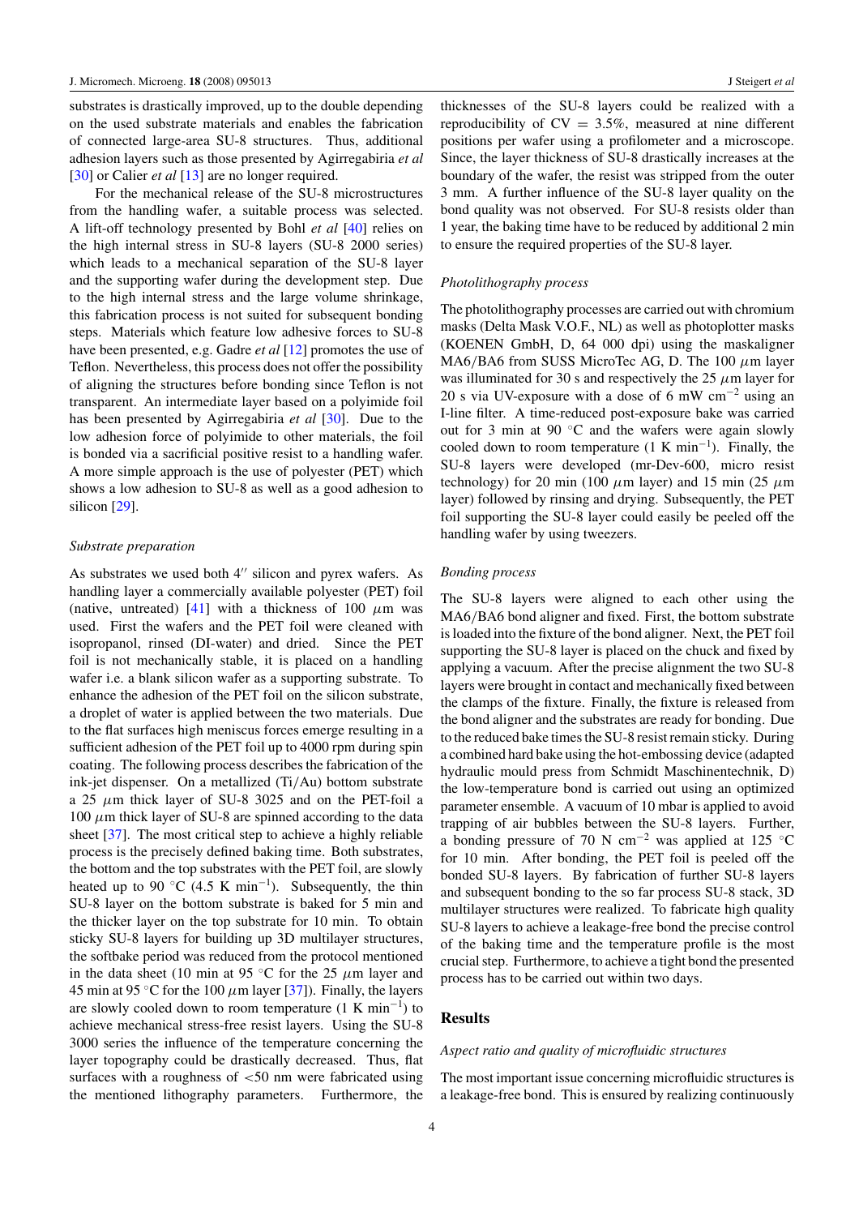substrates is drastically improved, up to the double depending on the used substrate materials and enables the fabrication of connected large-area SU-8 structures. Thus, additional adhesion layers such as those presented by Agirregabiria *et al* [30] or Calier *et al* [13] are no longer required.

For the mechanical release of the SU-8 microstructures from the handling wafer, a suitable process was selected. A lift-off technology presented by Bohl *et al* [40] relies on the high internal stress in SU-8 layers (SU-8 2000 series) which leads to a mechanical separation of the SU-8 layer and the supporting wafer during the development step. Due to the high internal stress and the large volume shrinkage, this fabrication process is not suited for subsequent bonding steps. Materials which feature low adhesive forces to SU-8 have been presented, e.g. Gadre *et al* [12] promotes the use of Teflon. Nevertheless, this process does not offer the possibility of aligning the structures before bonding since Teflon is not transparent. An intermediate layer based on a polyimide foil has been presented by Agirregabiria *et al* [30]. Due to the low adhesion force of polyimide to other materials, the foil is bonded via a sacrificial positive resist to a handling wafer. A more simple approach is the use of polyester (PET) which shows a low adhesion to SU-8 as well as a good adhesion to silicon [29].

### *Substrate preparation*

As substrates we used both 4″ silicon and pyrex wafers. As handling layer a commercially available polyester (PET) foil (native, untreated) [41] with a thickness of 100 $\mu$m was used. First the wafers and the PET foil were cleaned with isopropanol, rinsed (DI-water) and dried. Since the PET foil is not mechanically stable, it is placed on a handling wafer i.e. a blank silicon wafer as a supporting substrate. To enhance the adhesion of the PET foil on the silicon substrate, a droplet of water is applied between the two materials. Due to the flat surfaces high meniscus forces emerge resulting in a sufficient adhesion of the PET foil up to 4000 rpm during spin coating. The following process describes the fabrication of the ink-jet dispenser. On a metallized (Ti/Au) bottom substrate a 25 $\mu$m thick layer of SU-8 3025 and on the PET-foil a 100 $\mu$m thick layer of SU-8 are spinned according to the data sheet [37]. The most critical step to achieve a highly reliable process is the precisely defined baking time. Both substrates, the bottom and the top substrates with the PET foil, are slowly heated up to 90 °C (4.5 K min$^{-1}$). Subsequently, the thin SU-8 layer on the bottom substrate is baked for 5 min and the thicker layer on the top substrate for 10 min. To obtain sticky SU-8 layers for building up 3D multilayer structures, the softbake period was reduced from the protocol mentioned in the data sheet (10 min at 95 °C for the 25 $\mu$m layer and 45 min at 95 °C for the 100 $\mu$m layer [37]). Finally, the layers are slowly cooled down to room temperature (1 K min$^{-1}$) to achieve mechanical stress-free resist layers. Using the SU-8 3000 series the influence of the temperature concerning the layer topography could be drastically decreased. Thus, flat surfaces with a roughness of <50 nm were fabricated using the mentioned lithography parameters. Furthermore, the thicknesses of the SU-8 layers could be realized with a reproducibility of CV = 3.5%, measured at nine different positions per wafer using a profilometer and a microscope. Since, the layer thickness of SU-8 drastically increases at the boundary of the wafer, the resist was stripped from the outer 3 mm. A further influence of the SU-8 layer quality on the bond quality was not observed. For SU-8 resists older than 1 year, the baking time have to be reduced by additional 2 min to ensure the required properties of the SU-8 layer.

### *Photolithography process*

The photolithography processes are carried out with chromium masks (Delta Mask V.O.F., NL) as well as photoplotter masks (KOENEN GmbH, D, 64 000 dpi) using the maskaligner MA6/BA6 from SUSS MicroTec AG, D. The 100 $\mu$m layer was illuminated for 30 s and respectively the 25 $\mu$m layer for 20 s via UV-exposure with a dose of 6 mW cm$^{-2}$ using an I-line filter. A time-reduced post-exposure bake was carried out for 3 min at 90 °C and the wafers were again slowly cooled down to room temperature (1 K min$^{-1}$). Finally, the SU-8 layers were developed (mr-Dev-600, micro resist technology) for 20 min (100 $\mu$m layer) and 15 min (25 $\mu$m layer) followed by rinsing and drying. Subsequently, the PET foil supporting the SU-8 layer could easily be peeled off the handling wafer by using tweezers.

### *Bonding process*

The SU-8 layers were aligned to each other using the MA6/BA6 bond aligner and fixed. First, the bottom substrate is loaded into the fixture of the bond aligner. Next, the PET foil supporting the SU-8 layer is placed on the chuck and fixed by applying a vacuum. After the precise alignment the two SU-8 layers were brought in contact and mechanically fixed between the clamps of the fixture. Finally, the fixture is released from the bond aligner and the substrates are ready for bonding. Due to the reduced bake times the SU-8 resist remain sticky. During a combined hard bake using the hot-embossing device (adapted hydraulic mould press from Schmidt Maschinentechnik, D) the low-temperature bond is carried out using an optimized parameter ensemble. A vacuum of 10 mbar is applied to avoid trapping of air bubbles between the SU-8 layers. Further, a bonding pressure of 70 N cm$^{-2}$ was applied at 125 °C for 10 min. After bonding, the PET foil is peeled off the bonded SU-8 layers. By fabrication of further SU-8 layers and subsequent bonding to the so far process SU-8 stack, 3D multilayer structures were realized. To fabricate high quality SU-8 layers to achieve a leakage-free bond the precise control of the baking time and the temperature profile is the most crucial step. Furthermore, to achieve a tight bond the presented process has to be carried out within two days.

## Results

### *Aspect ratio and quality of microfluidic structures*

The most important issue concerning microfluidic structures is a leakage-free bond. This is ensured by realizing continuously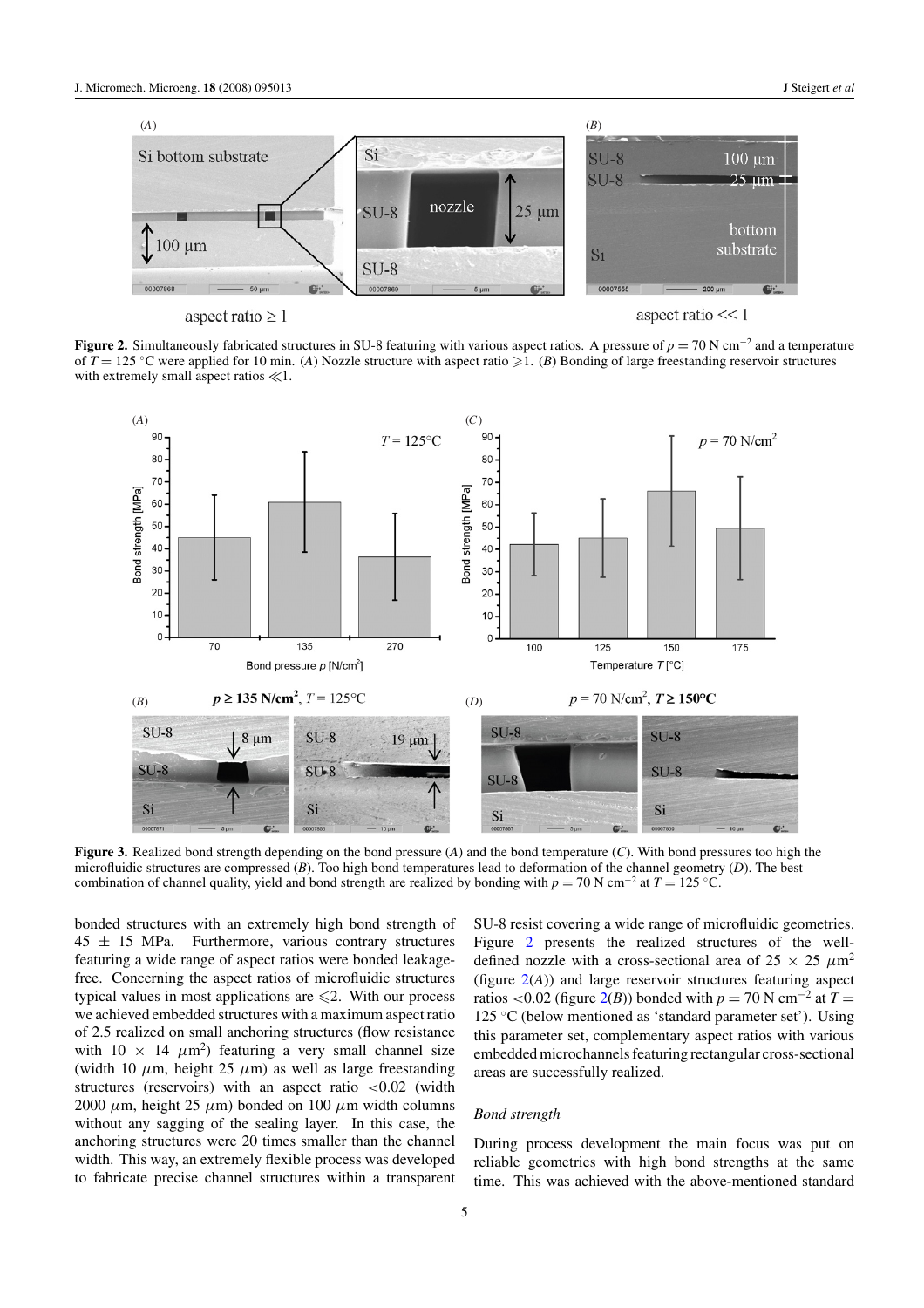**Figure 2.** Simultaneously fabricated structures in SU-8 featuring with various aspect ratios. A pressure of $p = 70$ N cm$^{-2}$ and a temperature of $T = 125$ °C were applied for 10 min. (*A*) Nozzle structure with aspect ratio ⩾1. (*B*) Bonding of large freestanding reservoir structures with extremely small aspect ratios ≪1.

**Figure 3.** Realized bond strength depending on the bond pressure (*A*) and the bond temperature (*C*). With bond pressures too high the microfluidic structures are compressed (*B*). Too high bond temperatures lead to deformation of the channel geometry (*D*). The best combination of channel quality, yield and bond strength are realized by bonding with $p = 70$ N cm$^{-2}$ at $T = 125$ °C.

bonded structures with an extremely high bond strength of 45 ± 15 MPa. Furthermore, various contrary structures featuring a wide range of aspect ratios were bonded leakage-free. Concerning the aspect ratios of microfluidic structures typical values in most applications are ⩽2. With our process we achieved embedded structures with a maximum aspect ratio of 2.5 realized on small anchoring structures (flow resistance with 10 × 14 $\mu$m$^2$) featuring a very small channel size (width 10 $\mu$m, height 25 $\mu$m) as well as large freestanding structures (reservoirs) with an aspect ratio <0.02 (width 2000 $\mu$m, height 25 $\mu$m) bonded on 100 $\mu$m width columns without any sagging of the sealing layer. In this case, the anchoring structures were 20 times smaller than the channel width. This way, an extremely flexible process was developed to fabricate precise channel structures within a transparent SU-8 resist covering a wide range of microfluidic geometries. Figure 2 presents the realized structures of the well-defined nozzle with a cross-sectional area of 25 × 25 $\mu$m$^2$ (figure 2(*A*)) and large reservoir structures featuring aspect ratios <0.02 (figure 2(*B*)) bonded with $p = 70$ N cm$^{-2}$ at $T = 125$ °C (below mentioned as 'standard parameter set'). Using this parameter set, complementary aspect ratios with various embedded microchannels featuring rectangular cross-sectional areas are successfully realized.

*Bond strength*

During process development the main focus was put on reliable geometries with high bond strengths at the same time. This was achieved with the above-mentioned standard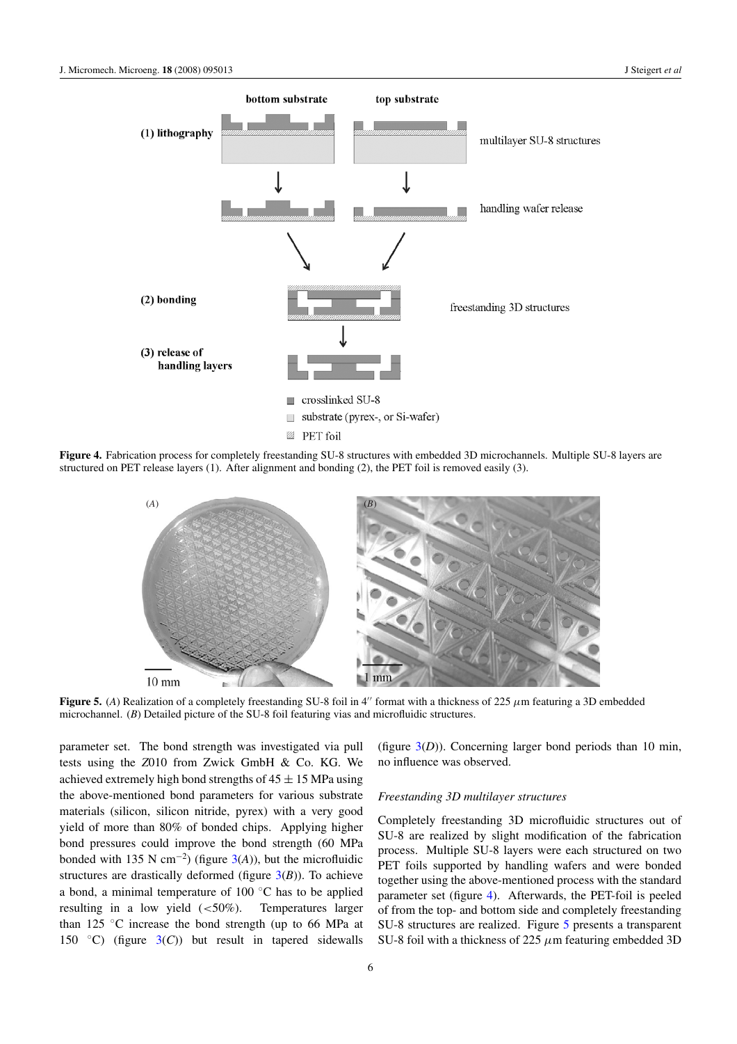**Figure 4.** Fabrication process for completely freestanding SU-8 structures with embedded 3D microchannels. Multiple SU-8 layers are structured on PET release layers (1). After alignment and bonding (2), the PET foil is removed easily (3).

**Figure 5.** (*A*) Realization of a completely freestanding SU-8 foil in 4″ format with a thickness of 225 $\mu$m featuring a 3D embedded microchannel. (*B*) Detailed picture of the SU-8 foil featuring vias and microfluidic structures.

parameter set. The bond strength was investigated via pull tests using the Z010 from Zwick GmbH & Co. KG. We achieved extremely high bond strengths of $45 \pm 15$ MPa using the above-mentioned bond parameters for various substrate materials (silicon, silicon nitride, pyrex) with a very good yield of more than 80% of bonded chips. Applying higher bond pressures could improve the bond strength (60 MPa bonded with 135 N cm$^{-2}$) (figure 3(*A*)), but the microfluidic structures are drastically deformed (figure 3(*B*)). To achieve a bond, a minimal temperature of 100 °C has to be applied resulting in a low yield (<50%). Temperatures larger than 125 °C increase the bond strength (up to 66 MPa at 150 °C) (figure 3(*C*)) but result in tapered sidewalls (figure 3(*D*)). Concerning larger bond periods than 10 min, no influence was observed.

*Freestanding 3D multilayer structures*

Completely freestanding 3D microfluidic structures out of SU-8 are realized by slight modification of the fabrication process. Multiple SU-8 layers were each structured on two PET foils supported by handling wafers and were bonded together using the above-mentioned process with the standard parameter set (figure 4). Afterwards, the PET-foil is peeled of from the top- and bottom side and completely freestanding SU-8 structures are realized. Figure 5 presents a transparent SU-8 foil with a thickness of 225 $\mu$m featuring embedded 3D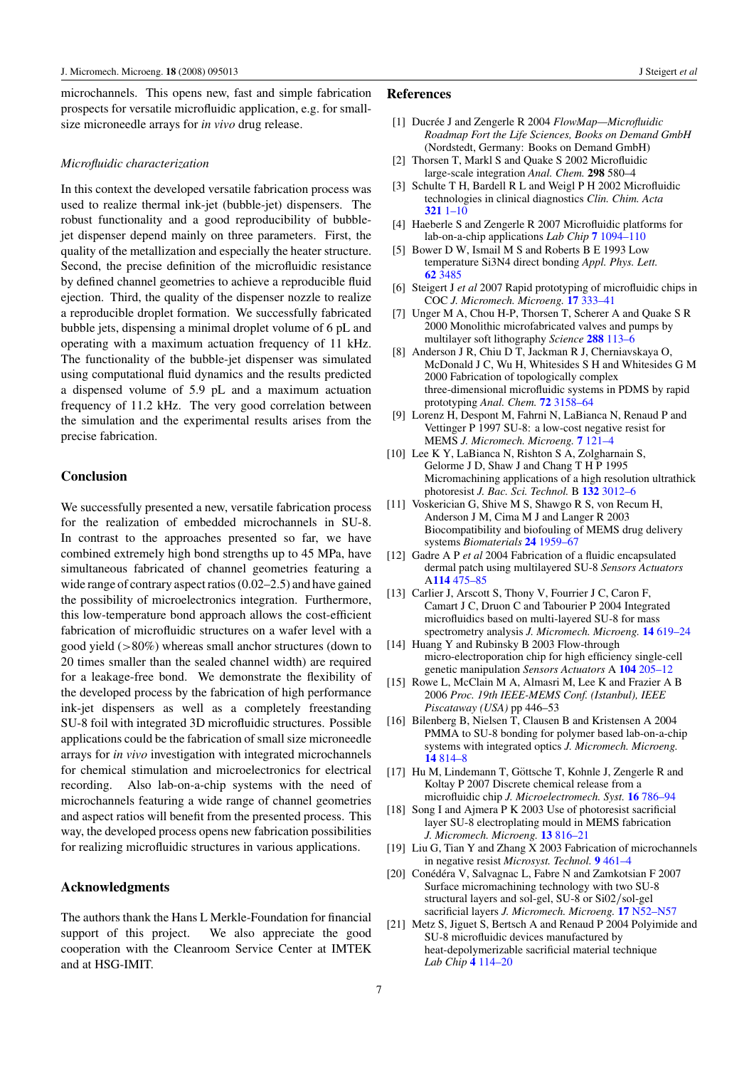microchannels. This opens new, fast and simple fabrication prospects for versatile microfluidic application, e.g. for small-size microneedle arrays for *in vivo* drug release.

### *Microfluidic characterization*

In this context the developed versatile fabrication process was used to realize thermal ink-jet (bubble-jet) dispensers. The robust functionality and a good reproducibility of bubble-jet dispenser depend mainly on three parameters. First, the quality of the metallization and especially the heater structure. Second, the precise definition of the microfluidic resistance by defined channel geometries to achieve a reproducible fluid ejection. Third, the quality of the dispenser nozzle to realize a reproducible droplet formation. We successfully fabricated bubble jets, dispensing a minimal droplet volume of 6 pL and operating with a maximum actuation frequency of 11 kHz. The functionality of the bubble-jet dispenser was simulated using computational fluid dynamics and the results predicted a dispensed volume of 5.9 pL and a maximum actuation frequency of 11.2 kHz. The very good correlation between the simulation and the experimental results arises from the precise fabrication.

## Conclusion

We successfully presented a new, versatile fabrication process for the realization of embedded microchannels in SU-8. In contrast to the approaches presented so far, we have combined extremely high bond strengths up to 45 MPa, have simultaneous fabricated of channel geometries featuring a wide range of contrary aspect ratios (0.02–2.5) and have gained the possibility of microelectronics integration. Furthermore, this low-temperature bond approach allows the cost-efficient fabrication of microfluidic structures on a wafer level with a good yield (>80%) whereas small anchor structures (down to 20 times smaller than the sealed channel width) are required for a leakage-free bond. We demonstrate the flexibility of the developed process by the fabrication of high performance ink-jet dispensers as well as a completely freestanding SU-8 foil with integrated 3D microfluidic structures. Possible applications could be the fabrication of small size microneedle arrays for *in vivo* investigation with integrated microchannels for chemical stimulation and microelectronics for electrical recording. Also lab-on-a-chip systems with the need of microchannels featuring a wide range of channel geometries and aspect ratios will benefit from the presented process. This way, the developed process opens new fabrication possibilities for realizing microfluidic structures in various applications.

## Acknowledgments

The authors thank the Hans L Merkle-Foundation for financial support of this project. We also appreciate the good cooperation with the Cleanroom Service Center at IMTEK and at HSG-IMIT.

## References

[1] Ducrée J and Zengerle R 2004 *FlowMap—Microfluidic Roadmap Fort the Life Sciences, Books on Demand GmbH* (Nordstedt, Germany: Books on Demand GmbH)

[2] Thorsen T, Markl S and Quake S 2002 Microfluidic large-scale integration *Anal. Chem.* **298** 580–4

[3] Schulte T H, Bardell R L and Weigl P H 2002 Microfluidic technologies in clinical diagnostics *Clin. Chim. Acta* **321** 1–10

[4] Haeberle S and Zengerle R 2007 Microfluidic platforms for lab-on-a-chip applications *Lab Chip* **7** 1094–110

[5] Bower D W, Ismail M S and Roberts B E 1993 Low temperature Si3N4 direct bonding *Appl. Phys. Lett.* **62** 3485

[6] Steigert J *et al* 2007 Rapid prototyping of microfluidic chips in COC *J. Micromech. Microeng.* **17** 333–41

[7] Unger M A, Chou H-P, Thorsen T, Scherer A and Quake S R 2000 Monolithic microfabricated valves and pumps by multilayer soft lithography *Science* **288** 113–6

[8] Anderson J R, Chiu D T, Jackman R J, Cherniavskaya O, McDonald J C, Wu H, Whitesides S H and Whitesides G M 2000 Fabrication of topologically complex three-dimensional microfluidic systems in PDMS by rapid prototyping *Anal. Chem.* **72** 3158–64

[9] Lorenz H, Despont M, Fahrni N, LaBianca N, Renaud P and Vettinger P 1997 SU-8: a low-cost negative resist for MEMS *J. Micromech. Microeng.* **7** 121–4

[10] Lee K Y, LaBianca N, Rishton S A, Zolgharnain S, Gelorme J D, Shaw J and Chang T H P 1995 Micromachining applications of a high resolution ultrathick photoresist *J. Bac. Sci. Technol.* B **132** 3012–6

[11] Voskerician G, Shive M S, Shawgo R S, von Recum H, Anderson J M, Cima M J and Langer R 2003 Biocompatibility and biofouling of MEMS drug delivery systems *Biomaterials* **24** 1959–67

[12] Gadre A P *et al* 2004 Fabrication of a fluidic encapsulated dermal patch using multilayered SU-8 *Sensors Actuators* A**114** 475–85

[13] Carlier J, Arscott S, Thony V, Fourrier J C, Caron F, Camart J C, Druon C and Tabourier P 2004 Integrated microfluidics based on multi-layered SU-8 for mass spectrometry analysis *J. Micromech. Microeng.* **14** 619–24

[14] Huang Y and Rubinsky B 2003 Flow-through micro-electroporation chip for high efficiency single-cell genetic manipulation *Sensors Actuators* A **104** 205–12

[15] Rowe L, McClain M A, Almasri M, Lee K and Frazier A B 2006 *Proc. 19th IEEE-MEMS Conf. (Istanbul), IEEE Piscataway (USA)* pp 446–53

[16] Bilenberg B, Nielsen T, Clausen B and Kristensen A 2004 PMMA to SU-8 bonding for polymer based lab-on-a-chip systems with integrated optics *J. Micromech. Microeng.* **14** 814–8

[17] Hu M, Lindemann T, Göttsche T, Kohnle J, Zengerle R and Koltay P 2007 Discrete chemical release from a microfluidic chip *J. Microelectromech. Syst.* **16** 786–94

[18] Song I and Ajmera P K 2003 Use of photoresist sacrificial layer SU-8 electroplating mould in MEMS fabrication *J. Micromech. Microeng.* **13** 816–21

[19] Liu G, Tian Y and Zhang X 2003 Fabrication of microchannels in negative resist *Microsyst. Technol.* **9** 461–4

[20] Conédéra V, Salvagnac L, Fabre N and Zamkotsian F 2007 Surface micromachining technology with two SU-8 structural layers and sol-gel, SU-8 or Si02/sol-gel sacrificial layers *J. Micromech. Microeng.* **17** N52–N57

[21] Metz S, Jiguet S, Bertsch A and Renaud P 2004 Polyimide and SU-8 microfluidic devices manufactured by heat-depolymerizable sacrificial material technique *Lab Chip* **4** 114–20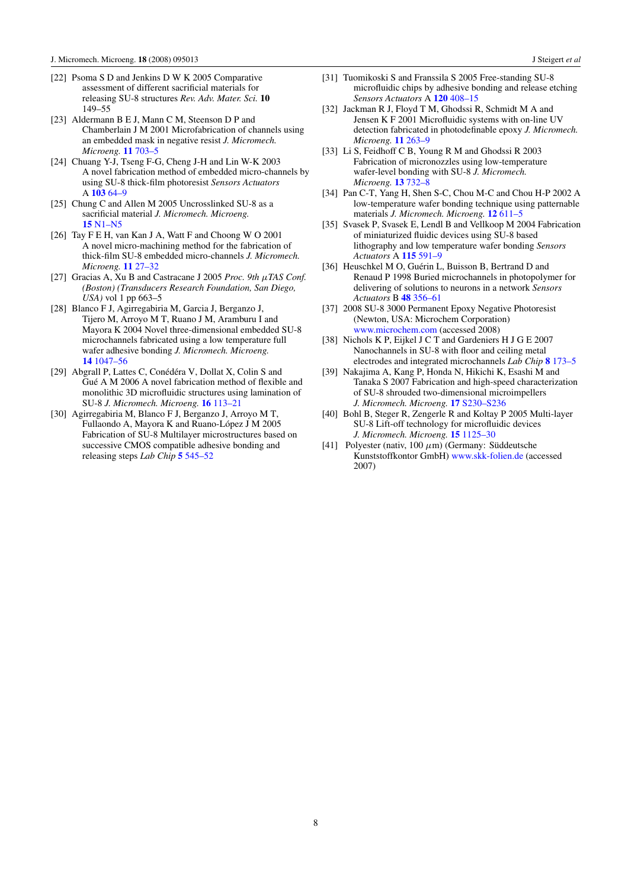[22] Psoma S D and Jenkins D W K 2005 Comparative assessment of different sacrificial materials for releasing SU-8 structures *Rev. Adv. Mater. Sci.* **10** 149–55

[23] Aldermann B E J, Mann C M, Steenson D P and Chamberlain J M 2001 Microfabrication of channels using an embedded mask in negative resist *J. Micromech. Microeng.* **11** 703–5

[24] Chuang Y-J, Tseng F-G, Cheng J-H and Lin W-K 2003 A novel fabrication method of embedded micro-channels by using SU-8 thick-film photoresist *Sensors Actuators* A **103** 64–9

[25] Chung C and Allen M 2005 Uncrosslinked SU-8 as a sacrificial material *J. Micromech. Microeng.* **15** N1–N5

[26] Tay F E H, van Kan J A, Watt F and Choong W O 2001 A novel micro-machining method for the fabrication of thick-film SU-8 embedded micro-channels *J. Micromech. Microeng.* **11** 27–32

[27] Gracias A, Xu B and Castracane J 2005 *Proc. 9th μTAS Conf. (Boston) (Transducers Research Foundation, San Diego, USA)* vol 1 pp 663–5

[28] Blanco F J, Agirregabiria M, Garcia J, Berganzo J, Tijero M, Arroyo M T, Ruano J M, Aramburu I and Mayora K 2004 Novel three-dimensional embedded SU-8 microchannels fabricated using a low temperature full wafer adhesive bonding *J. Micromech. Microeng.* **14** 1047–56

[29] Abgrall P, Lattes C, Conédéra V, Dollat X, Colin S and Gué A M 2006 A novel fabrication method of flexible and monolithic 3D microfluidic structures using lamination of SU-8 *J. Micromech. Microeng.* **16** 113–21

[30] Agirregabiria M, Blanco F J, Berganzo J, Arroyo M T, Fullaondo A, Mayora K and Ruano-López J M 2005 Fabrication of SU-8 Multilayer microstructures based on successive CMOS compatible adhesive bonding and releasing steps *Lab Chip* **5** 545–52

[31] Tuomikoski S and Franssila S 2005 Free-standing SU-8 microfluidic chips by adhesive bonding and release etching *Sensors Actuators* A **120** 408–15

[32] Jackman R J, Floyd T M, Ghodssi R, Schmidt M A and Jensen K F 2001 Microfluidic systems with on-line UV detection fabricated in photodefinable epoxy *J. Micromech. Microeng.* **11** 263–9

[33] Li S, Feidhoff C B, Young R M and Ghodssi R 2003 Fabrication of micronozzles using low-temperature wafer-level bonding with SU-8 *J. Micromech. Microeng.* **13** 732–8

[34] Pan C-T, Yang H, Shen S-C, Chou M-C and Chou H-P 2002 A low-temperature wafer bonding technique using patternable materials *J. Micromech. Microeng.* **12** 611–5

[35] Svasek P, Svasek E, Lendl B and Vellkoop M 2004 Fabrication of miniaturized fluidic devices using SU-8 based lithography and low temperature wafer bonding *Sensors Actuators* A **115** 591–9

[36] Heuschkel M O, Guérin L, Buisson B, Bertrand D and Renaud P 1998 Buried microchannels in photopolymer for delivering of solutions to neurons in a network *Sensors Actuators* B **48** 356–61

[37] 2008 SU-8 3000 Permanent Epoxy Negative Photoresist (Newton, USA: Microchem Corporation) www.microchem.com (accessed 2008)

[38] Nichols K P, Eijkel J C T and Gardeniers H J G E 2007 Nanochannels in SU-8 with floor and ceiling metal electrodes and integrated microchannels *Lab Chip* **8** 173–5

[39] Nakajima A, Kang P, Honda N, Hikichi K, Esashi M and Tanaka S 2007 Fabrication and high-speed characterization of SU-8 shrouded two-dimensional microimpellers *J. Micromech. Microeng.* **17** S230–S236

[40] Bohl B, Steger R, Zengerle R and Koltay P 2005 Multi-layer SU-8 Lift-off technology for microfluidic devices *J. Micromech. Microeng.* **15** 1125–30

[41] Polyester (nativ, 100 μm) (Germany: Süddeutsche Kunststoffkontor GmbH) www.skk-folien.de (accessed 2007)